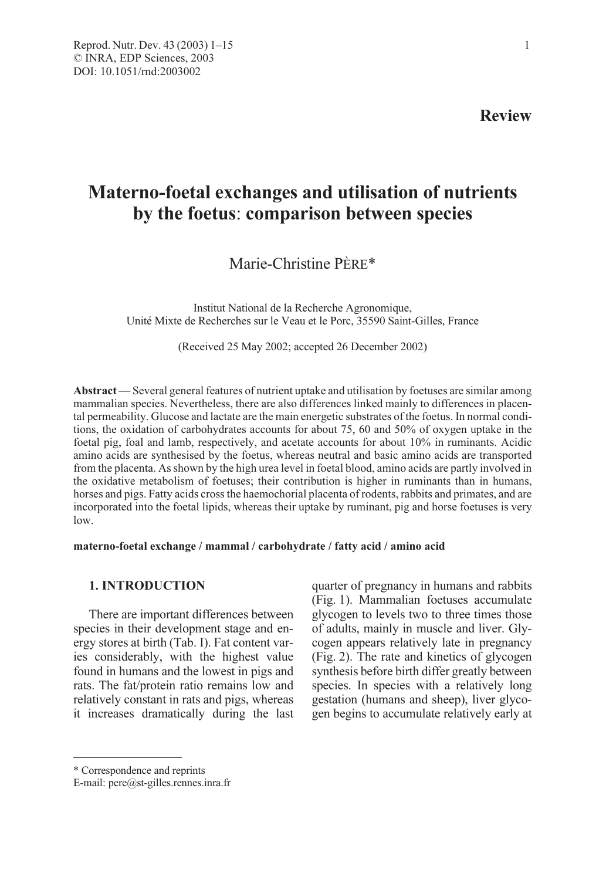Review

# Materno-foetal exchanges and utilisation of nutrients by the foetus: comparison between species

Marie-Christine PÈRE*

Institut National de la Recherche Agronomique, Unité Mixte de Recherches sur le Veau et le Porc, 35590 Saint-Gilles, France

(Received 25 May 2002; accepted 26 December 2002)

**Abstract** — Several general features of nutrient uptake and utilisation by foetuses are similar among mammalian species. Nevertheless, there are also differences linked mainly to differences in placental permeability. Glucose and lactate are the main energetic substrates of the foetus. In normal conditions, the oxidation of carbohydrates accounts for about 75, 60 and 50% of oxygen uptake in the foetal pig, foal and lamb, respectively, and acetate accounts for about 10% in ruminants. Acidic amino acids are synthesised by the foetus, whereas neutral and basic amino acids are transported from the placenta. As shown by the high urea level in foetal blood, amino acids are partly involved in the oxidative metabolism of foetuses; their contribution is higher in ruminants than in humans, horses and pigs. Fatty acids cross the haemochorial placenta of rodents, rabbits and primates, and are incorporated into the foetal lipids, whereas their uptake by ruminant, pig and horse foetuses is very low.

**materno-foetal exchange / mammal / carbohydrate / fatty acid / amino acid**

## 1. INTRODUCTION

There are important differences between species in their development stage and energy stores at birth (Tab. I). Fat content varies considerably, with the highest value found in humans and the lowest in pigs and rats. The fat/protein ratio remains low and relatively constant in rats and pigs, whereas it increases dramatically during the last quarter of pregnancy in humans and rabbits (Fig. 1). Mammalian foetuses accumulate glycogen to levels two to three times those of adults, mainly in muscle and liver. Glycogen appears relatively late in pregnancy (Fig. 2). The rate and kinetics of glycogen synthesis before birth differ greatly between species. In species with a relatively long gestation (humans and sheep), liver glycogen begins to accumulate relatively early at

* Correspondence and reprints
E-mail: pere@st-gilles.rennes.inra.fr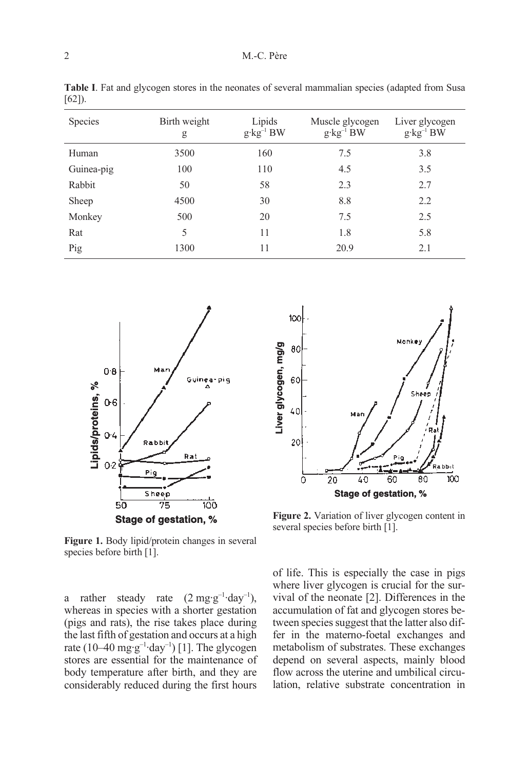**Table I**. Fat and glycogen stores in the neonates of several mammalian species (adapted from Susa [62]).

| Species | Birth weight g | Lipids $g \cdot kg^{-1}$ BW | Muscle glycogen $g \cdot kg^{-1}$ BW | Liver glycogen $g \cdot kg^{-1}$ BW |
|---|---|---|---|---|
| Human | 3500 | 160 | 7.5 | 3.8 |
| Guinea-pig | 100 | 110 | 4.5 | 3.5 |
| Rabbit | 50 | 58 | 2.3 | 2.7 |
| Sheep | 4500 | 30 | 8.8 | 2.2 |
| Monkey | 500 | 20 | 7.5 | 2.5 |
| Rat | 5 | 11 | 1.8 | 5.8 |
| Pig | 1300 | 11 | 20.9 | 2.1 |

**Figure 1.** Body lipid/protein changes in several species before birth [1].

**Figure 2.** Variation of liver glycogen content in several species before birth [1].

a rather steady rate ($2\ mg \cdot g^{-1} \cdot day^{-1}$), whereas in species with a shorter gestation (pigs and rats), the rise takes place during the last fifth of gestation and occurs at a high rate ($10–40\ mg \cdot g^{-1} \cdot day^{-1}$) [1]. The glycogen stores are essential for the maintenance of body temperature after birth, and they are considerably reduced during the first hours of life. This is especially the case in pigs where liver glycogen is crucial for the survival of the neonate [2]. Differences in the accumulation of fat and glycogen stores between species suggest that the latter also differ in the materno-foetal exchanges and metabolism of substrates. These exchanges depend on several aspects, mainly blood flow across the uterine and umbilical circulation, relative substrate concentration in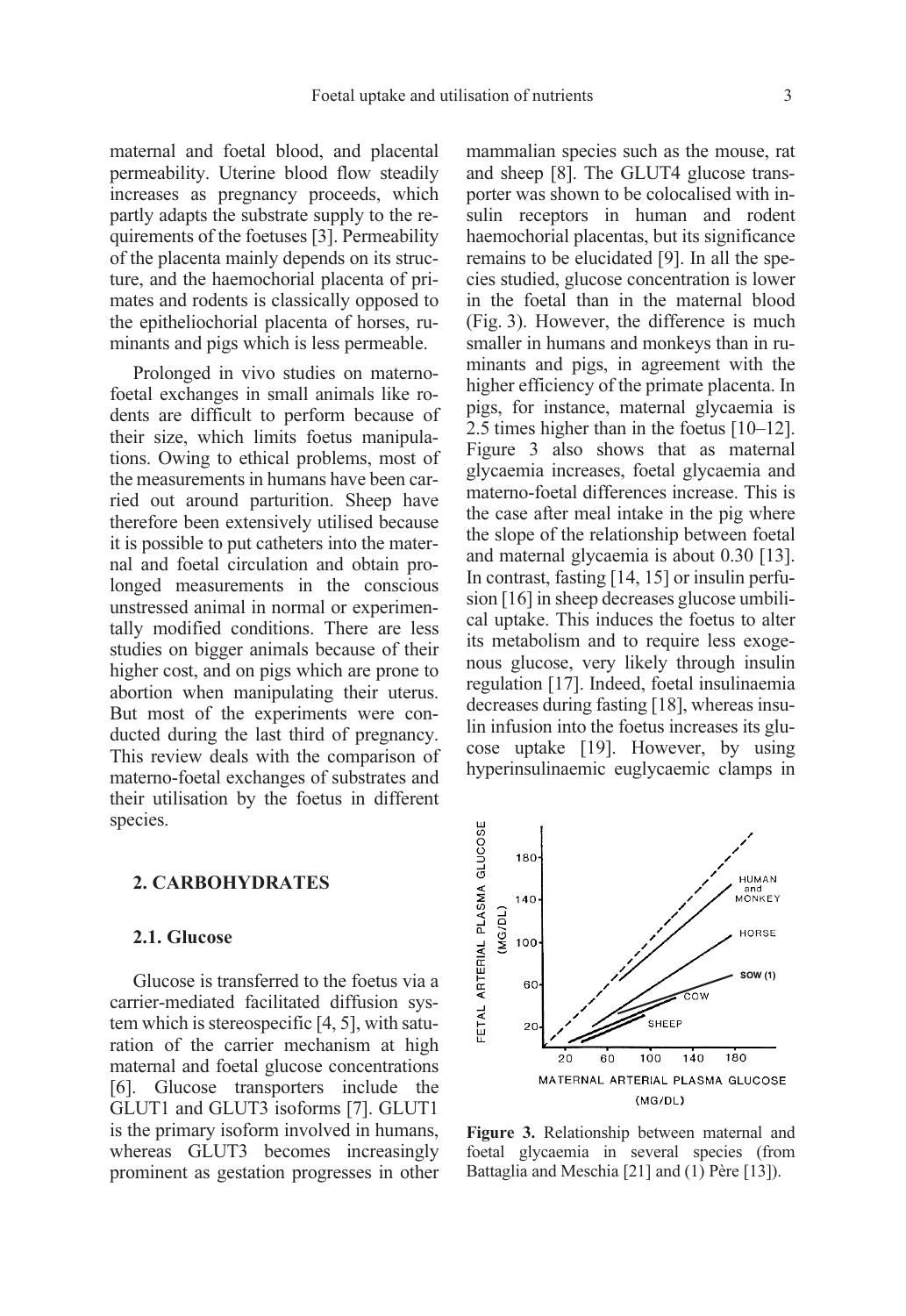maternal and foetal blood, and placental permeability. Uterine blood flow steadily increases as pregnancy proceeds, which partly adapts the substrate supply to the requirements of the foetuses [3]. Permeability of the placenta mainly depends on its structure, and the haemochorial placenta of primates and rodents is classically opposed to the epitheliochorial placenta of horses, ruminants and pigs which is less permeable.

Prolonged in vivo studies on materno-foetal exchanges in small animals like rodents are difficult to perform because of their size, which limits foetus manipulations. Owing to ethical problems, most of the measurements in humans have been carried out around parturition. Sheep have therefore been extensively utilised because it is possible to put catheters into the maternal and foetal circulation and obtain prolonged measurements in the conscious unstressed animal in normal or experimentally modified conditions. There are less studies on bigger animals because of their higher cost, and on pigs which are prone to abortion when manipulating their uterus. But most of the experiments were conducted during the last third of pregnancy. This review deals with the comparison of materno-foetal exchanges of substrates and their utilisation by the foetus in different species.

## 2. CARBOHYDRATES

### 2.1. Glucose

Glucose is transferred to the foetus via a carrier-mediated facilitated diffusion system which is stereospecific [4, 5], with saturation of the carrier mechanism at high maternal and foetal glucose concentrations [6]. Glucose transporters include the GLUT1 and GLUT3 isoforms [7]. GLUT1 is the primary isoform involved in humans, whereas GLUT3 becomes increasingly prominent as gestation progresses in other mammalian species such as the mouse, rat and sheep [8]. The GLUT4 glucose transporter was shown to be colocalised with insulin receptors in human and rodent haemochorial placentas, but its significance remains to be elucidated [9]. In all the species studied, glucose concentration is lower in the foetal than in the maternal blood (Fig. 3). However, the difference is much smaller in humans and monkeys than in ruminants and pigs, in agreement with the higher efficiency of the primate placenta. In pigs, for instance, maternal glycaemia is 2.5 times higher than in the foetus [10–12]. Figure 3 also shows that as maternal glycaemia increases, foetal glycaemia and materno-foetal differences increase. This is the case after meal intake in the pig where the slope of the relationship between foetal and maternal glycaemia is about 0.30 [13]. In contrast, fasting [14, 15] or insulin perfusion [16] in sheep decreases glucose umbilical uptake. This induces the foetus to alter its metabolism and to require less exogenous glucose, very likely through insulin regulation [17]. Indeed, foetal insulinaemia decreases during fasting [18], whereas insulin infusion into the foetus increases its glucose uptake [19]. However, by using hyperinsulinaemic euglycaemic clamps in

**Figure 3.** Relationship between maternal and foetal glycaemia in several species (from Battaglia and Meschia [21] and (1) Père [13]).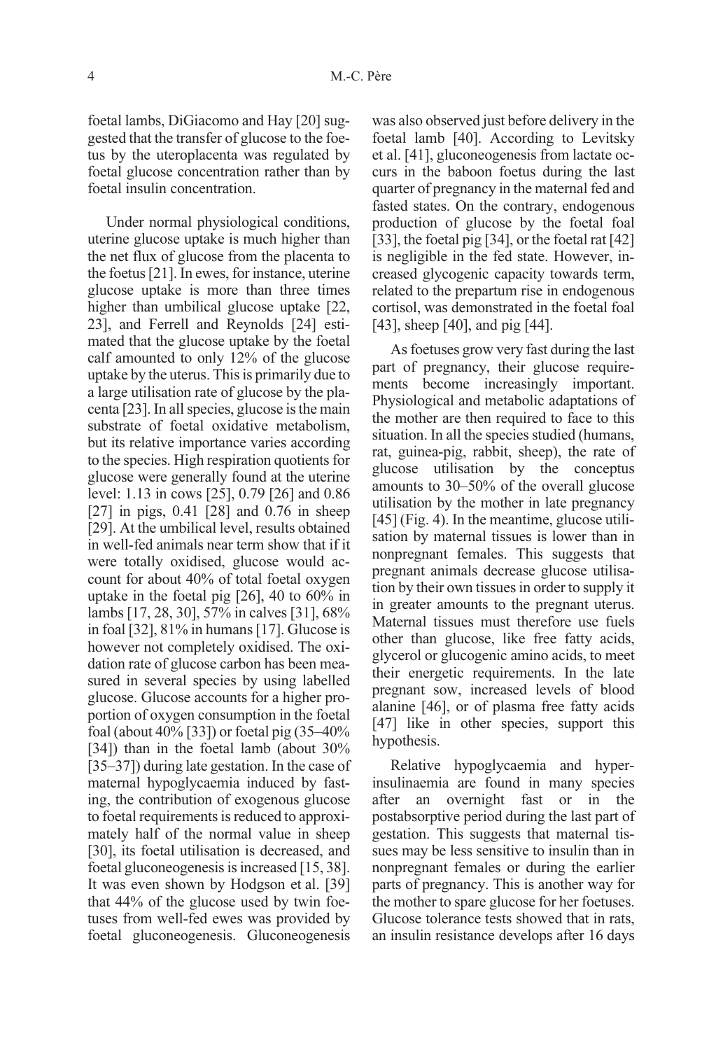foetal lambs, DiGiacomo and Hay [20] suggested that the transfer of glucose to the foetus by the uteroplacenta was regulated by foetal glucose concentration rather than by foetal insulin concentration.

Under normal physiological conditions, uterine glucose uptake is much higher than the net flux of glucose from the placenta to the foetus [21]. In ewes, for instance, uterine glucose uptake is more than three times higher than umbilical glucose uptake [22, 23], and Ferrell and Reynolds [24] estimated that the glucose uptake by the foetal calf amounted to only 12% of the glucose uptake by the uterus. This is primarily due to a large utilisation rate of glucose by the placenta [23]. In all species, glucose is the main substrate of foetal oxidative metabolism, but its relative importance varies according to the species. High respiration quotients for glucose were generally found at the uterine level: 1.13 in cows [25], 0.79 [26] and 0.86 [27] in pigs, 0.41 [28] and 0.76 in sheep [29]. At the umbilical level, results obtained in well-fed animals near term show that if it were totally oxidised, glucose would account for about 40% of total foetal oxygen uptake in the foetal pig [26], 40 to 60% in lambs [17, 28, 30], 57% in calves [31], 68% in foal [32], 81% in humans [17]. Glucose is however not completely oxidised. The oxidation rate of glucose carbon has been measured in several species by using labelled glucose. Glucose accounts for a higher proportion of oxygen consumption in the foetal foal (about 40% [33]) or foetal pig (35–40% [34]) than in the foetal lamb (about 30% [35–37]) during late gestation. In the case of maternal hypoglycaemia induced by fasting, the contribution of exogenous glucose to foetal requirements is reduced to approximately half of the normal value in sheep [30], its foetal utilisation is decreased, and foetal gluconeogenesis is increased [15, 38]. It was even shown by Hodgson et al. [39] that 44% of the glucose used by twin foetuses from well-fed ewes was provided by foetal gluconeogenesis. Gluconeogenesis was also observed just before delivery in the foetal lamb [40]. According to Levitsky et al. [41], gluconeogenesis from lactate occurs in the baboon foetus during the last quarter of pregnancy in the maternal fed and fasted states. On the contrary, endogenous production of glucose by the foetal foal [33], the foetal pig [34], or the foetal rat [42] is negligible in the fed state. However, increased glycogenic capacity towards term, related to the prepartum rise in endogenous cortisol, was demonstrated in the foetal foal [43], sheep [40], and pig [44].

As foetuses grow very fast during the last part of pregnancy, their glucose requirements become increasingly important. Physiological and metabolic adaptations of the mother are then required to face to this situation. In all the species studied (humans, rat, guinea-pig, rabbit, sheep), the rate of glucose utilisation by the conceptus amounts to 30–50% of the overall glucose utilisation by the mother in late pregnancy [45] (Fig. 4). In the meantime, glucose utilisation by maternal tissues is lower than in nonpregnant females. This suggests that pregnant animals decrease glucose utilisation by their own tissues in order to supply it in greater amounts to the pregnant uterus. Maternal tissues must therefore use fuels other than glucose, like free fatty acids, glycerol or glucogenic amino acids, to meet their energetic requirements. In the late pregnant sow, increased levels of blood alanine [46], or of plasma free fatty acids [47] like in other species, support this hypothesis.

Relative hypoglycaemia and hyperinsulinaemia are found in many species after an overnight fast or in the postabsorptive period during the last part of gestation. This suggests that maternal tissues may be less sensitive to insulin than in nonpregnant females or during the earlier parts of pregnancy. This is another way for the mother to spare glucose for her foetuses. Glucose tolerance tests showed that in rats, an insulin resistance develops after 16 days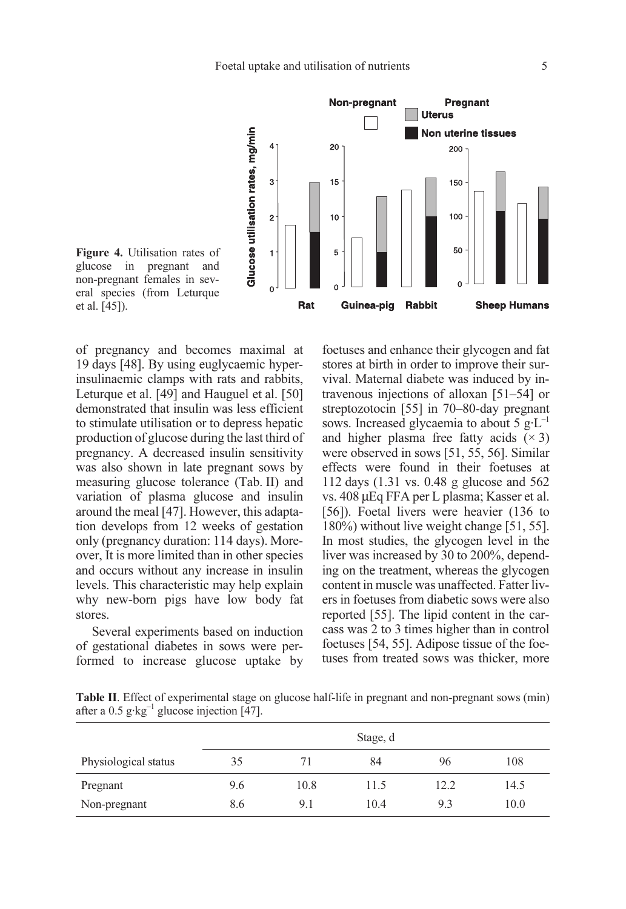Figure 4. Utilisation rates of glucose in pregnant and non-pregnant females in several species (from Leturque et al. [45]).

of pregnancy and becomes maximal at 19 days [48]. By using euglycaemic hyperinsulinaemic clamps with rats and rabbits, Leturque et al. [49] and Hauguel et al. [50] demonstrated that insulin was less efficient to stimulate utilisation or to depress hepatic production of glucose during the last third of pregnancy. A decreased insulin sensitivity was also shown in late pregnant sows by measuring glucose tolerance (Tab. II) and variation of plasma glucose and insulin around the meal [47]. However, this adaptation develops from 12 weeks of gestation only (pregnancy duration: 114 days). Moreover, It is more limited than in other species and occurs without any increase in insulin levels. This characteristic may help explain why new-born pigs have low body fat stores.

Several experiments based on induction of gestational diabetes in sows were performed to increase glucose uptake by foetuses and enhance their glycogen and fat stores at birth in order to improve their survival. Maternal diabete was induced by intravenous injections of alloxan [51–54] or streptozotocin [55] in 70–80-day pregnant sows. Increased glycaemia to about 5 $g \cdot L^{-1}$ and higher plasma free fatty acids (× 3) were observed in sows [51, 55, 56]. Similar effects were found in their foetuses at 112 days (1.31 vs. 0.48 g glucose and 562 vs. 408 µEq FFA per L plasma; Kasser et al. [56]). Foetal livers were heavier (136 to 180%) without live weight change [51, 55]. In most studies, the glycogen level in the liver was increased by 30 to 200%, depending on the treatment, whereas the glycogen content in muscle was unaffected. Fatter livers in foetuses from diabetic sows were also reported [55]. The lipid content in the carcass was 2 to 3 times higher than in control foetuses [54, 55]. Adipose tissue of the foetuses from treated sows was thicker, more

**Table II**. Effect of experimental stage on glucose half-life in pregnant and non-pregnant sows (min) after a 0.5 $g \cdot kg^{-1}$ glucose injection [47].

| Physiological status | Stage, d | | | | |
|---|---|---|---|---|---|
| | 35 | 71 | 84 | 96 | 108 |
| Pregnant | 9.6 | 10.8 | 11.5 | 12.2 | 14.5 |
| Non-pregnant | 8.6 | 9.1 | 10.4 | 9.3 | 10.0 |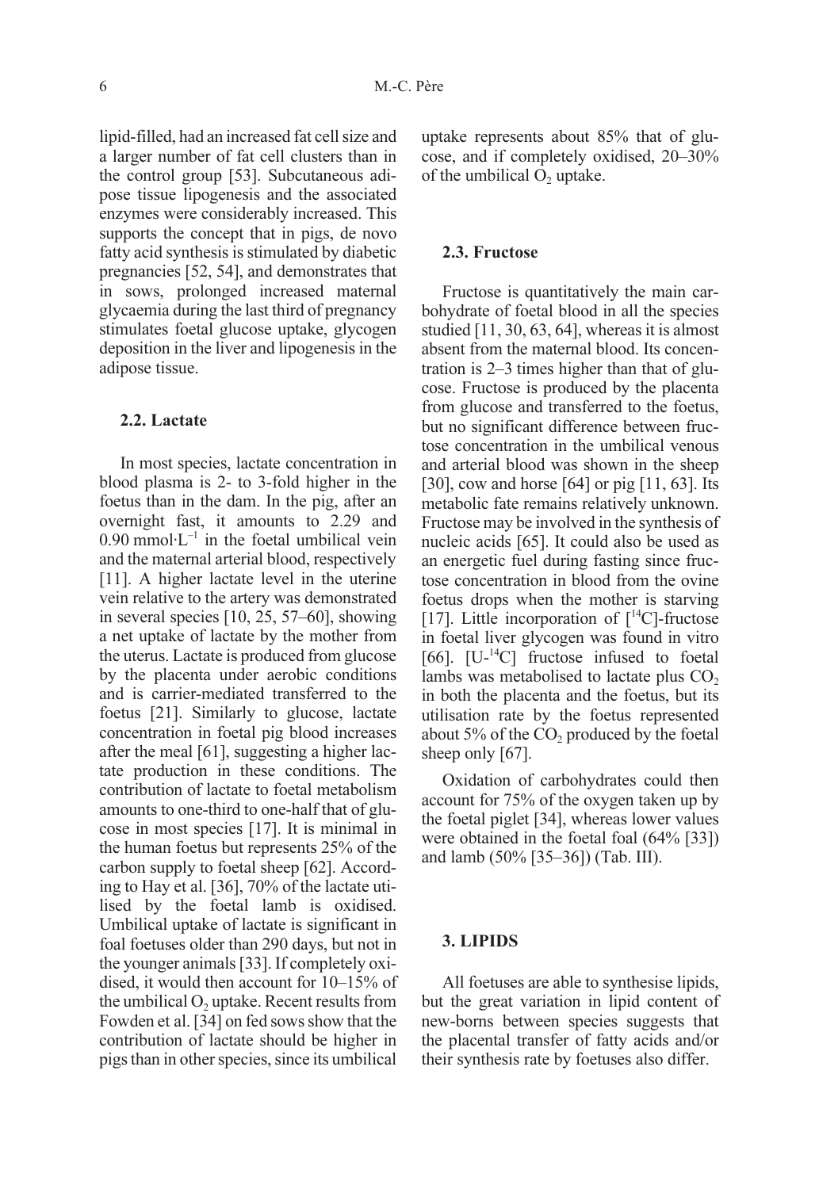lipid-filled, had an increased fat cell size and a larger number of fat cell clusters than in the control group [53]. Subcutaneous adipose tissue lipogenesis and the associated enzymes were considerably increased. This supports the concept that in pigs, de novo fatty acid synthesis is stimulated by diabetic pregnancies [52, 54], and demonstrates that in sows, prolonged increased maternal glycaemia during the last third of pregnancy stimulates foetal glucose uptake, glycogen deposition in the liver and lipogenesis in the adipose tissue.

### 2.2. Lactate

In most species, lactate concentration in blood plasma is 2- to 3-fold higher in the foetus than in the dam. In the pig, after an overnight fast, it amounts to 2.29 and 0.90 mmol·L$^{-1}$ in the foetal umbilical vein and the maternal arterial blood, respectively [11]. A higher lactate level in the uterine vein relative to the artery was demonstrated in several species [10, 25, 57–60], showing a net uptake of lactate by the mother from the uterus. Lactate is produced from glucose by the placenta under aerobic conditions and is carrier-mediated transferred to the foetus [21]. Similarly to glucose, lactate concentration in foetal pig blood increases after the meal [61], suggesting a higher lactate production in these conditions. The contribution of lactate to foetal metabolism amounts to one-third to one-half that of glucose in most species [17]. It is minimal in the human foetus but represents 25% of the carbon supply to foetal sheep [62]. According to Hay et al. [36], 70% of the lactate utilised by the foetal lamb is oxidised. Umbilical uptake of lactate is significant in foal foetuses older than 290 days, but not in the younger animals [33]. If completely oxidised, it would then account for 10–15% of the umbilical $O_2$ uptake. Recent results from Fowden et al. [34] on fed sows show that the contribution of lactate should be higher in pigs than in other species, since its umbilical uptake represents about 85% that of glucose, and if completely oxidised, 20–30% of the umbilical $O_2$ uptake.

### 2.3. Fructose

Fructose is quantitatively the main carbohydrate of foetal blood in all the species studied [11, 30, 63, 64], whereas it is almost absent from the maternal blood. Its concentration is 2–3 times higher than that of glucose. Fructose is produced by the placenta from glucose and transferred to the foetus, but no significant difference between fructose concentration in the umbilical venous and arterial blood was shown in the sheep [30], cow and horse [64] or pig [11, 63]. Its metabolic fate remains relatively unknown. Fructose may be involved in the synthesis of nucleic acids [65]. It could also be used as an energetic fuel during fasting since fructose concentration in blood from the ovine foetus drops when the mother is starving [17]. Little incorporation of [$^{14}$C]-fructose in foetal liver glycogen was found in vitro [66]. [U-$^{14}$C] fructose infused to foetal lambs was metabolised to lactate plus $CO_2$ in both the placenta and the foetus, but its utilisation rate by the foetus represented about 5% of the $CO_2$ produced by the foetal sheep only [67].

Oxidation of carbohydrates could then account for 75% of the oxygen taken up by the foetal piglet [34], whereas lower values were obtained in the foetal foal (64% [33]) and lamb (50% [35–36]) (Tab. III).

## 3. LIPIDS

All foetuses are able to synthesise lipids, but the great variation in lipid content of new-borns between species suggests that the placental transfer of fatty acids and/or their synthesis rate by foetuses also differ.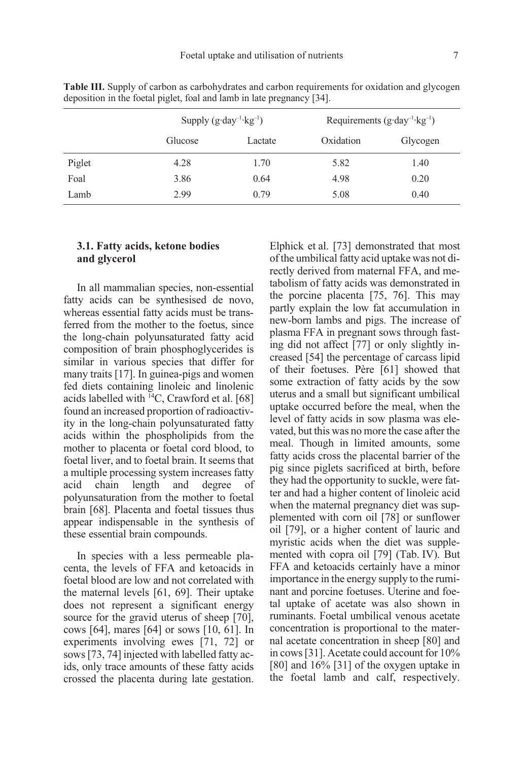**Table III.** Supply of carbon as carbohydrates and carbon requirements for oxidation and glycogen deposition in the foetal piglet, foal and lamb in late pregnancy [34].

| | Supply ($g \cdot day^{-1} \cdot kg^{-1}$) | | Requirements ($g \cdot day^{-1} \cdot kg^{-1}$) | |
|---|---|---|---|---|
| | Glucose | Lactate | Oxidation | Glycogen |
| Piglet | 4.28 | 1.70 | 5.82 | 1.40 |
| Foal | 3.86 | 0.64 | 4.98 | 0.20 |
| Lamb | 2.99 | 0.79 | 5.08 | 0.40 |

### 3.1. Fatty acids, ketone bodies and glycerol

In all mammalian species, non-essential fatty acids can be synthesised de novo, whereas essential fatty acids must be transferred from the mother to the foetus, since the long-chain polyunsaturated fatty acid composition of brain phosphoglycerides is similar in various species that differ for many traits [17]. In guinea-pigs and women fed diets containing linoleic and linolenic acids labelled with $^{14}C$, Crawford et al. [68] found an increased proportion of radioactivity in the long-chain polyunsaturated fatty acids within the phospholipids from the mother to placenta or foetal cord blood, to foetal liver, and to foetal brain. It seems that a multiple processing system increases fatty acid chain length and degree of polyunsaturation from the mother to foetal brain [68]. Placenta and foetal tissues thus appear indispensable in the synthesis of these essential brain compounds.

In species with a less permeable placenta, the levels of FFA and ketoacids in foetal blood are low and not correlated with the maternal levels [61, 69]. Their uptake does not represent a significant energy source for the gravid uterus of sheep [70], cows [64], mares [64] or sows [10, 61]. In experiments involving ewes [71, 72] or sows [73, 74] injected with labelled fatty acids, only trace amounts of these fatty acids crossed the placenta during late gestation. Elphick et al. [73] demonstrated that most of the umbilical fatty acid uptake was not directly derived from maternal FFA, and metabolism of fatty acids was demonstrated in the porcine placenta [75, 76]. This may partly explain the low fat accumulation in new-born lambs and pigs. The increase of plasma FFA in pregnant sows through fasting did not affect [77] or only slightly increased [54] the percentage of carcass lipid of their foetuses. Père [61] showed that some extraction of fatty acids by the sow uterus and a small but significant umbilical uptake occurred before the meal, when the level of fatty acids in sow plasma was elevated, but this was no more the case after the meal. Though in limited amounts, some fatty acids cross the placental barrier of the pig since piglets sacrificed at birth, before they had the opportunity to suckle, were fatter and had a higher content of linoleic acid when the maternal pregnancy diet was supplemented with corn oil [78] or sunflower oil [79], or a higher content of lauric and myristic acids when the diet was supplemented with copra oil [79] (Tab. IV). But FFA and ketoacids certainly have a minor importance in the energy supply to the ruminant and porcine foetuses. Uterine and foetal uptake of acetate was also shown in ruminants. Foetal umbilical venous acetate concentration is proportional to the maternal acetate concentration in sheep [80] and in cows [31]. Acetate could account for 10% [80] and 16% [31] of the oxygen uptake in the foetal lamb and calf, respectively.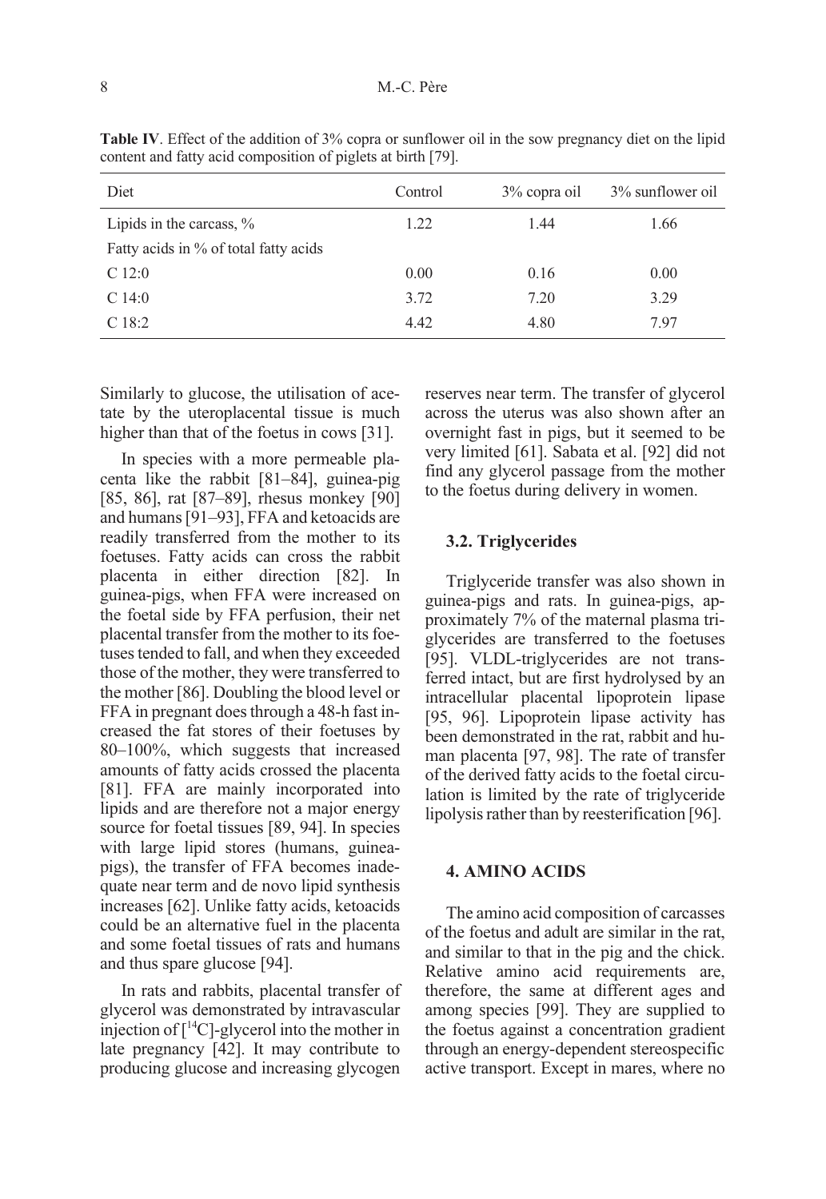**Table IV**. Effect of the addition of 3% copra or sunflower oil in the sow pregnancy diet on the lipid content and fatty acid composition of piglets at birth [79].

| Diet | Control | 3% copra oil | 3% sunflower oil |
|---|---|---|---|
| Lipids in the carcass, % | 1.22 | 1.44 | 1.66 |
| Fatty acids in % of total fatty acids | | | |
| C 12:0 | 0.00 | 0.16 | 0.00 |
| C 14:0 | 3.72 | 7.20 | 3.29 |
| C 18:2 | 4.42 | 4.80 | 7.97 |

Similarly to glucose, the utilisation of acetate by the uteroplacental tissue is much higher than that of the foetus in cows [31].

In species with a more permeable placenta like the rabbit [81–84], guinea-pig [85, 86], rat [87–89], rhesus monkey [90] and humans [91–93], FFA and ketoacids are readily transferred from the mother to its foetuses. Fatty acids can cross the rabbit placenta in either direction [82]. In guinea-pigs, when FFA were increased on the foetal side by FFA perfusion, their net placental transfer from the mother to its foetuses tended to fall, and when they exceeded those of the mother, they were transferred to the mother [86]. Doubling the blood level or FFA in pregnant does through a 48-h fast increased the fat stores of their foetuses by 80–100%, which suggests that increased amounts of fatty acids crossed the placenta [81]. FFA are mainly incorporated into lipids and are therefore not a major energy source for foetal tissues [89, 94]. In species with large lipid stores (humans, guinea-pigs), the transfer of FFA becomes inadequate near term and de novo lipid synthesis increases [62]. Unlike fatty acids, ketoacids could be an alternative fuel in the placenta and some foetal tissues of rats and humans and thus spare glucose [94].

In rats and rabbits, placental transfer of glycerol was demonstrated by intravascular injection of [$^{14}$C]-glycerol into the mother in late pregnancy [42]. It may contribute to producing glucose and increasing glycogen reserves near term. The transfer of glycerol across the uterus was also shown after an overnight fast in pigs, but it seemed to be very limited [61]. Sabata et al. [92] did not find any glycerol passage from the mother to the foetus during delivery in women.

### 3.2. Triglycerides

Triglyceride transfer was also shown in guinea-pigs and rats. In guinea-pigs, approximately 7% of the maternal plasma triglycerides are transferred to the foetuses [95]. VLDL-triglycerides are not transferred intact, but are first hydrolysed by an intracellular placental lipoprotein lipase [95, 96]. Lipoprotein lipase activity has been demonstrated in the rat, rabbit and human placenta [97, 98]. The rate of transfer of the derived fatty acids to the foetal circulation is limited by the rate of triglyceride lipolysis rather than by reesterification [96].

## 4. AMINO ACIDS

The amino acid composition of carcasses of the foetus and adult are similar in the rat, and similar to that in the pig and the chick. Relative amino acid requirements are, therefore, the same at different ages and among species [99]. They are supplied to the foetus against a concentration gradient through an energy-dependent stereospecific active transport. Except in mares, where no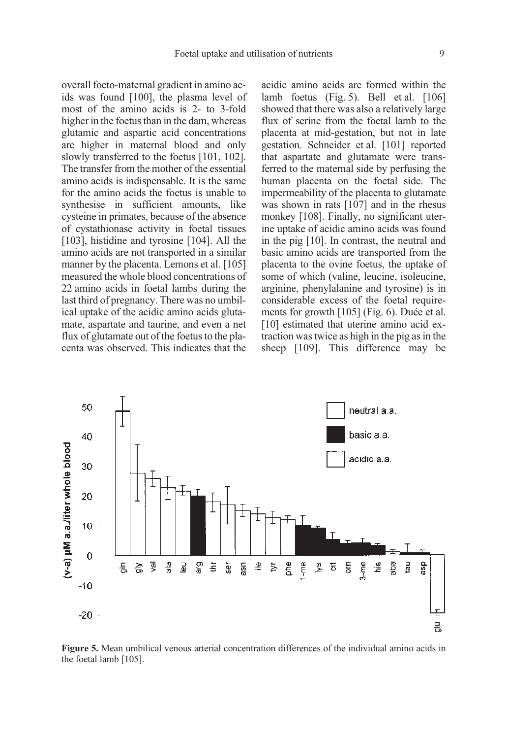overall foeto-maternal gradient in amino acids was found [100], the plasma level of most of the amino acids is 2- to 3-fold higher in the foetus than in the dam, whereas glutamic and aspartic acid concentrations are higher in maternal blood and only slowly transferred to the foetus [101, 102]. The transfer from the mother of the essential amino acids is indispensable. It is the same for the amino acids the foetus is unable to synthesise in sufficient amounts, like cysteine in primates, because of the absence of cystathionase activity in foetal tissues [103], histidine and tyrosine [104]. All the amino acids are not transported in a similar manner by the placenta. Lemons et al. [105] measured the whole blood concentrations of 22 amino acids in foetal lambs during the last third of pregnancy. There was no umbilical uptake of the acidic amino acids glutamate, aspartate and taurine, and even a net flux of glutamate out of the foetus to the placenta was observed. This indicates that the acidic amino acids are formed within the lamb foetus (Fig. 5). Bell et al. [106] showed that there was also a relatively large flux of serine from the foetal lamb to the placenta at mid-gestation, but not in late gestation. Schneider et al. [101] reported that aspartate and glutamate were transferred to the maternal side by perfusing the human placenta on the foetal side. The impermeability of the placenta to glutamate was shown in rats [107] and in the rhesus monkey [108]. Finally, no significant uterine uptake of acidic amino acids was found in the pig [10]. In contrast, the neutral and basic amino acids are transported from the placenta to the ovine foetus, the uptake of some of which (valine, leucine, isoleucine, arginine, phenylalanine and tyrosine) is in considerable excess of the foetal requirements for growth [105] (Fig. 6). Duée et al. [10] estimated that uterine amino acid extraction was twice as high in the pig as in the sheep [109]. This difference may be

**Figure 5.** Mean umbilical venous arterial concentration differences of the individual amino acids in the foetal lamb [105].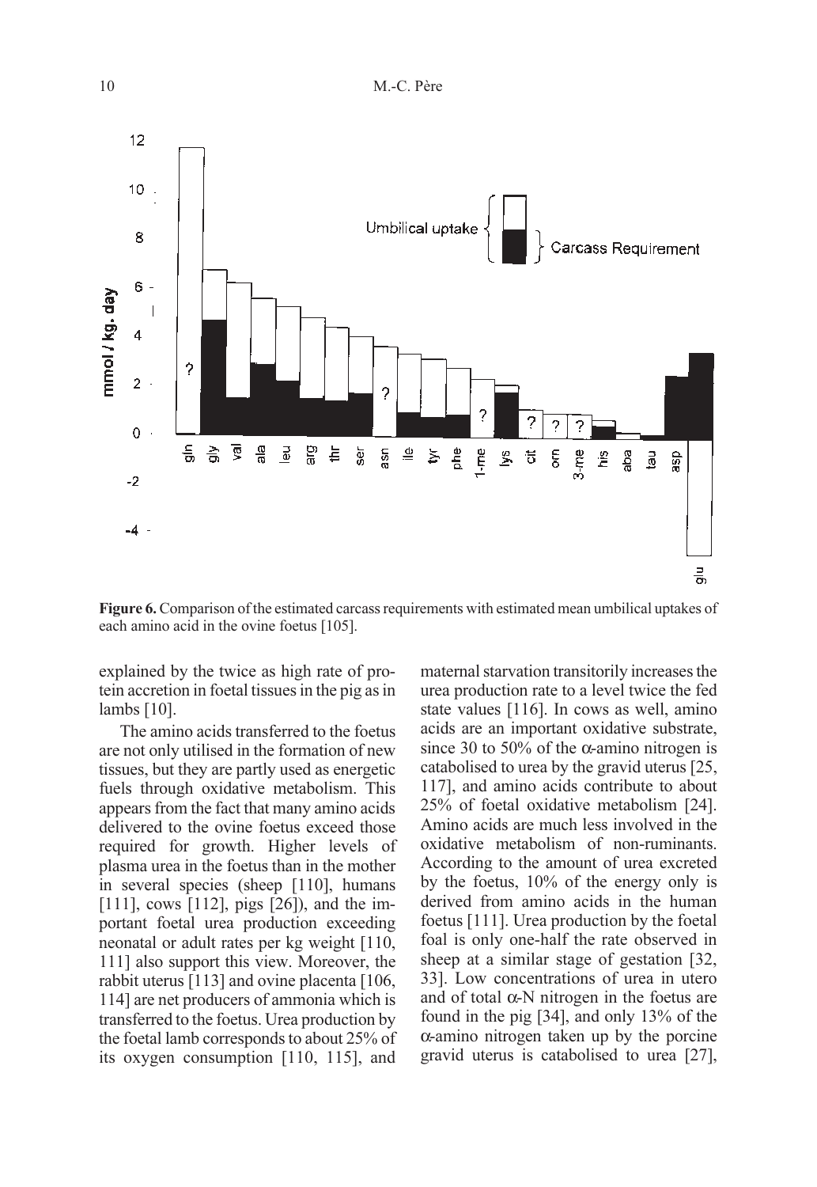**Figure 6.** Comparison of the estimated carcass requirements with estimated mean umbilical uptakes of each amino acid in the ovine foetus [105].

explained by the twice as high rate of protein accretion in foetal tissues in the pig as in lambs [10].

The amino acids transferred to the foetus are not only utilised in the formation of new tissues, but they are partly used as energetic fuels through oxidative metabolism. This appears from the fact that many amino acids delivered to the ovine foetus exceed those required for growth. Higher levels of plasma urea in the foetus than in the mother in several species (sheep [110], humans [111], cows [112], pigs [26]), and the important foetal urea production exceeding neonatal or adult rates per kg weight [110, 111] also support this view. Moreover, the rabbit uterus [113] and ovine placenta [106, 114] are net producers of ammonia which is transferred to the foetus. Urea production by the foetal lamb corresponds to about 25% of its oxygen consumption [110, 115], and maternal starvation transitorily increases the urea production rate to a level twice the fed state values [116]. In cows as well, amino acids are an important oxidative substrate, since 30 to 50% of the $\alpha$-amino nitrogen is catabolised to urea by the gravid uterus [25, 117], and amino acids contribute to about 25% of foetal oxidative metabolism [24]. Amino acids are much less involved in the oxidative metabolism of non-ruminants. According to the amount of urea excreted by the foetus, 10% of the energy only is derived from amino acids in the human foetus [111]. Urea production by the foetal foal is only one-half the rate observed in sheep at a similar stage of gestation [32, 33]. Low concentrations of urea in utero and of total $\alpha$-N nitrogen in the foetus are found in the pig [34], and only 13% of the $\alpha$-amino nitrogen taken up by the porcine gravid uterus is catabolised to urea [27],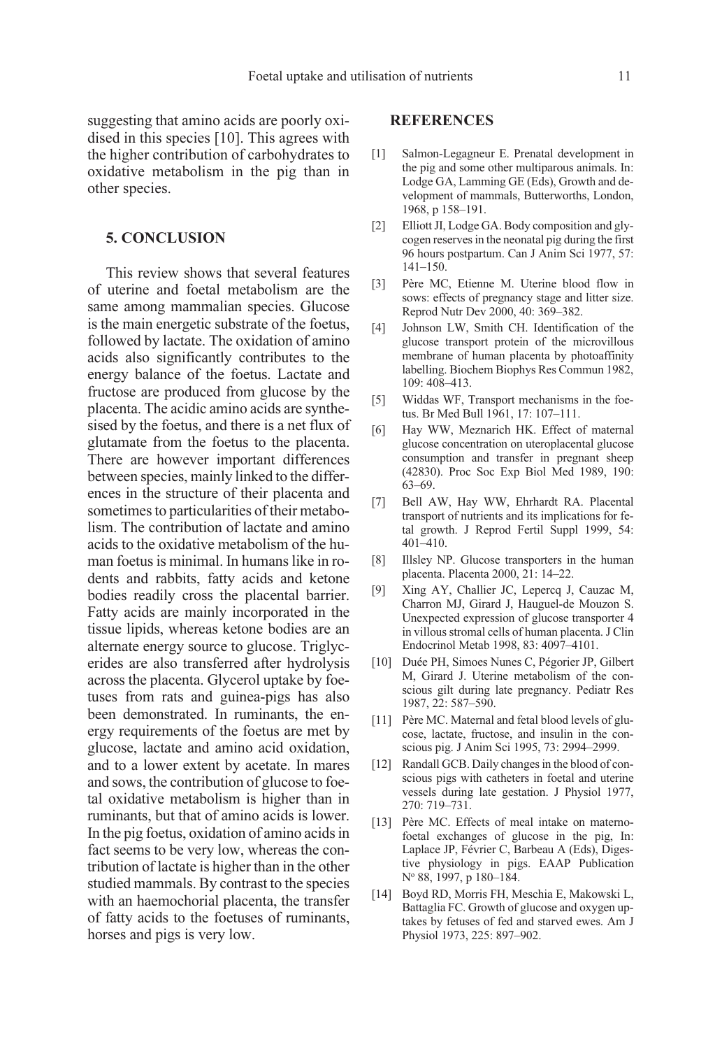suggesting that amino acids are poorly oxidised in this species [10]. This agrees with the higher contribution of carbohydrates to oxidative metabolism in the pig than in other species.

## 5. CONCLUSION

This review shows that several features of uterine and foetal metabolism are the same among mammalian species. Glucose is the main energetic substrate of the foetus, followed by lactate. The oxidation of amino acids also significantly contributes to the energy balance of the foetus. Lactate and fructose are produced from glucose by the placenta. The acidic amino acids are synthesised by the foetus, and there is a net flux of glutamate from the foetus to the placenta. There are however important differences between species, mainly linked to the differences in the structure of their placenta and sometimes to particularities of their metabolism. The contribution of lactate and amino acids to the oxidative metabolism of the human foetus is minimal. In humans like in rodents and rabbits, fatty acids and ketone bodies readily cross the placental barrier. Fatty acids are mainly incorporated in the tissue lipids, whereas ketone bodies are an alternate energy source to glucose. Triglycerides are also transferred after hydrolysis across the placenta. Glycerol uptake by foetuses from rats and guinea-pigs has also been demonstrated. In ruminants, the energy requirements of the foetus are met by glucose, lactate and amino acid oxidation, and to a lower extent by acetate. In mares and sows, the contribution of glucose to foetal oxidative metabolism is higher than in ruminants, but that of amino acids is lower. In the pig foetus, oxidation of amino acids in fact seems to be very low, whereas the contribution of lactate is higher than in the other studied mammals. By contrast to the species with an haemochorial placenta, the transfer of fatty acids to the foetuses of ruminants, horses and pigs is very low.

## REFERENCES

[1] Salmon-Legagneur E. Prenatal development in the pig and some other multiparous animals. In: Lodge GA, Lamming GE (Eds), Growth and development of mammals, Butterworths, London, 1968, p 158–191.

[2] Elliott JI, Lodge GA. Body composition and glycogen reserves in the neonatal pig during the first 96 hours postpartum. Can J Anim Sci 1977, 57: 141–150.

[3] Père MC, Etienne M. Uterine blood flow in sows: effects of pregnancy stage and litter size. Reprod Nutr Dev 2000, 40: 369–382.

[4] Johnson LW, Smith CH. Identification of the glucose transport protein of the microvillous membrane of human placenta by photoaffinity labelling. Biochem Biophys Res Commun 1982, 109: 408–413.

[5] Widdas WF, Transport mechanisms in the foetus. Br Med Bull 1961, 17: 107–111.

[6] Hay WW, Meznarich HK. Effect of maternal glucose concentration on uteroplacental glucose consumption and transfer in pregnant sheep (42830). Proc Soc Exp Biol Med 1989, 190: 63–69.

[7] Bell AW, Hay WW, Ehrhardt RA. Placental transport of nutrients and its implications for fetal growth. J Reprod Fertil Suppl 1999, 54: 401–410.

[8] Illsley NP. Glucose transporters in the human placenta. Placenta 2000, 21: 14–22.

[9] Xing AY, Challier JC, Lepercq J, Cauzac M, Charron MJ, Girard J, Hauguel-de Mouzon S. Unexpected expression of glucose transporter 4 in villous stromal cells of human placenta. J Clin Endocrinol Metab 1998, 83: 4097–4101.

[10] Duée PH, Simoes Nunes C, Pégorier JP, Gilbert M, Girard J. Uterine metabolism of the conscious gilt during late pregnancy. Pediatr Res 1987, 22: 587–590.

[11] Père MC. Maternal and fetal blood levels of glucose, lactate, fructose, and insulin in the conscious pig. J Anim Sci 1995, 73: 2994–2999.

[12] Randall GCB. Daily changes in the blood of conscious pigs with catheters in foetal and uterine vessels during late gestation. J Physiol 1977, 270: 719–731.

[13] Père MC. Effects of meal intake on materno-foetal exchanges of glucose in the pig, In: Laplace JP, Février C, Barbeau A (Eds), Digestive physiology in pigs. EAAP Publication N° 88, 1997, p 180–184.

[14] Boyd RD, Morris FH, Meschia E, Makowski L, Battaglia FC. Growth of glucose and oxygen uptakes by fetuses of fed and starved ewes. Am J Physiol 1973, 225: 897–902.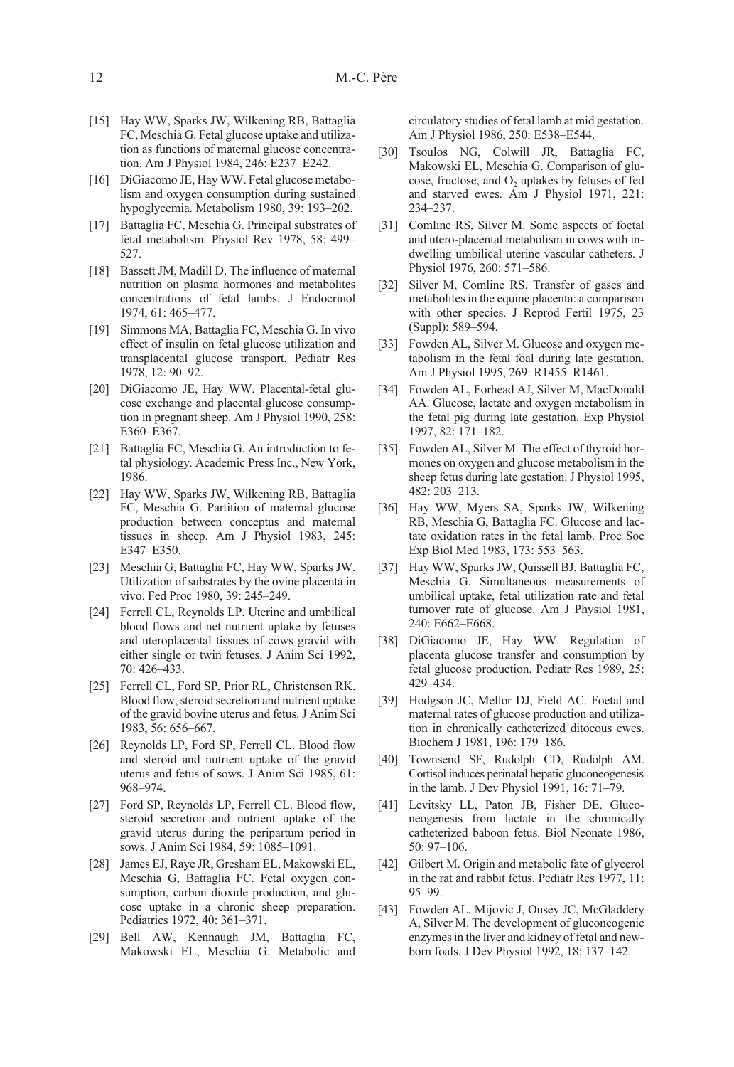[15] Hay WW, Sparks JW, Wilkening RB, Battaglia FC, Meschia G. Fetal glucose uptake and utilization as functions of maternal glucose concentration. Am J Physiol 1984, 246: E237–E242.

[16] DiGiacomo JE, Hay WW. Fetal glucose metabolism and oxygen consumption during sustained hypoglycemia. Metabolism 1980, 39: 193–202.

[17] Battaglia FC, Meschia G. Principal substrates of fetal metabolism. Physiol Rev 1978, 58: 499–527.

[18] Bassett JM, Madill D. The influence of maternal nutrition on plasma hormones and metabolites concentrations of fetal lambs. J Endocrinol 1974, 61: 465–477.

[19] Simmons MA, Battaglia FC, Meschia G. In vivo effect of insulin on fetal glucose utilization and transplacental glucose transport. Pediatr Res 1978, 12: 90–92.

[20] DiGiacomo JE, Hay WW. Placental-fetal glucose exchange and placental glucose consumption in pregnant sheep. Am J Physiol 1990, 258: E360–E367.

[21] Battaglia FC, Meschia G. An introduction to fetal physiology. Academic Press Inc., New York, 1986.

[22] Hay WW, Sparks JW, Wilkening RB, Battaglia FC, Meschia G. Partition of maternal glucose production between conceptus and maternal tissues in sheep. Am J Physiol 1983, 245: E347–E350.

[23] Meschia G, Battaglia FC, Hay WW, Sparks JW. Utilization of substrates by the ovine placenta in vivo. Fed Proc 1980, 39: 245–249.

[24] Ferrell CL, Reynolds LP. Uterine and umbilical blood flows and net nutrient uptake by fetuses and uteroplacental tissues of cows gravid with either single or twin fetuses. J Anim Sci 1992, 70: 426–433.

[25] Ferrell CL, Ford SP, Prior RL, Christenson RK. Blood flow, steroid secretion and nutrient uptake of the gravid bovine uterus and fetus. J Anim Sci 1983, 56: 656–667.

[26] Reynolds LP, Ford SP, Ferrell CL. Blood flow and steroid and nutrient uptake of the gravid uterus and fetus of sows. J Anim Sci 1985, 61: 968–974.

[27] Ford SP, Reynolds LP, Ferrell CL. Blood flow, steroid secretion and nutrient uptake of the gravid uterus during the peripartum period in sows. J Anim Sci 1984, 59: 1085–1091.

[28] James EJ, Raye JR, Gresham EL, Makowski EL, Meschia G, Battaglia FC. Fetal oxygen consumption, carbon dioxide production, and glucose uptake in a chronic sheep preparation. Pediatrics 1972, 40: 361–371.

[29] Bell AW, Kennaugh JM, Battaglia FC, Makowski EL, Meschia G. Metabolic and circulatory studies of fetal lamb at mid gestation. Am J Physiol 1986, 250: E538–E544.

[30] Tsoulos NG, Colwill JR, Battaglia FC, Makowski EL, Meschia G. Comparison of glucose, fructose, and $O_2$ uptakes by fetuses of fed and starved ewes. Am J Physiol 1971, 221: 234–237.

[31] Comline RS, Silver M. Some aspects of foetal and utero-placental metabolism in cows with indwelling umbilical uterine vascular catheters. J Physiol 1976, 260: 571–586.

[32] Silver M, Comline RS. Transfer of gases and metabolites in the equine placenta: a comparison with other species. J Reprod Fertil 1975, 23 (Suppl): 589–594.

[33] Fowden AL, Silver M. Glucose and oxygen metabolism in the fetal foal during late gestation. Am J Physiol 1995, 269: R1455–R1461.

[34] Fowden AL, Forhead AJ, Silver M, MacDonald AA. Glucose, lactate and oxygen metabolism in the fetal pig during late gestation. Exp Physiol 1997, 82: 171–182.

[35] Fowden AL, Silver M. The effect of thyroid hormones on oxygen and glucose metabolism in the sheep fetus during late gestation. J Physiol 1995, 482: 203–213.

[36] Hay WW, Myers SA, Sparks JW, Wilkening RB, Meschia G, Battaglia FC. Glucose and lactate oxidation rates in the fetal lamb. Proc Soc Exp Biol Med 1983, 173: 553–563.

[37] Hay WW, Sparks JW, Quissell BJ, Battaglia FC, Meschia G. Simultaneous measurements of umbilical uptake, fetal utilization rate and fetal turnover rate of glucose. Am J Physiol 1981, 240: E662–E668.

[38] DiGiacomo JE, Hay WW. Regulation of placenta glucose transfer and consumption by fetal glucose production. Pediatr Res 1989, 25: 429–434.

[39] Hodgson JC, Mellor DJ, Field AC. Foetal and maternal rates of glucose production and utilization in chronically catheterized ditocous ewes. Biochem J 1981, 196: 179–186.

[40] Townsend SF, Rudolph CD, Rudolph AM. Cortisol induces perinatal hepatic gluconeogenesis in the lamb. J Dev Physiol 1991, 16: 71–79.

[41] Levitsky LL, Paton JB, Fisher DE. Gluconeogenesis from lactate in the chronically catheterized baboon fetus. Biol Neonate 1986, 50: 97–106.

[42] Gilbert M. Origin and metabolic fate of glycerol in the rat and rabbit fetus. Pediatr Res 1977, 11: 95–99.

[43] Fowden AL, Mijovic J, Ousey JC, McGladdery A, Silver M. The development of gluconeogenic enzymes in the liver and kidney of fetal and newborn foals. J Dev Physiol 1992, 18: 137–142.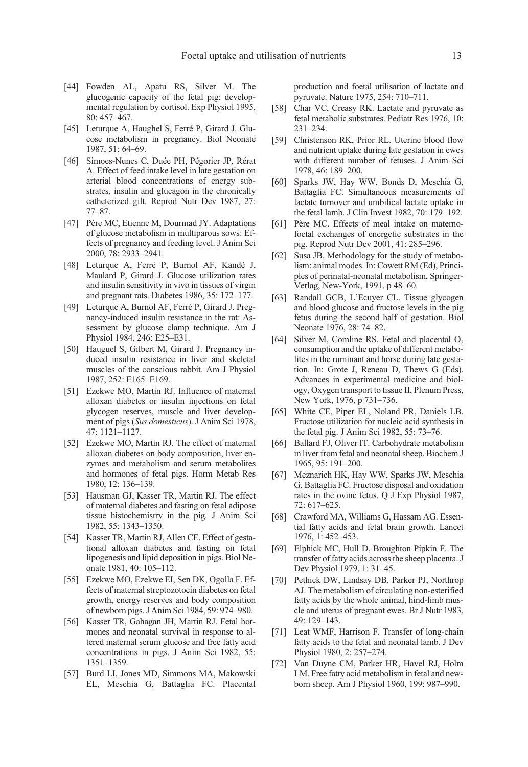[44] Fowden AL, Apatu RS, Silver M. The glucogenic capacity of the fetal pig: developmental regulation by cortisol. Exp Physiol 1995, 80: 457–467.

[45] Leturque A, Haughel S, Ferré P, Girard J. Glucose metabolism in pregnancy. Biol Neonate 1987, 51: 64–69.

[46] Simoes-Nunes C, Duée PH, Pégorier JP, Rérat A. Effect of feed intake level in late gestation on arterial blood concentrations of energy substrates, insulin and glucagon in the chronically catheterized gilt. Reprod Nutr Dev 1987, 27: 77–87.

[47] Père MC, Etienne M, Dourmad JY. Adaptations of glucose metabolism in multiparous sows: Effects of pregnancy and feeding level. J Anim Sci 2000, 78: 2933–2941.

[48] Leturque A, Ferré P, Burnol AF, Kandé J, Maulard P, Girard J. Glucose utilization rates and insulin sensitivity in vivo in tissues of virgin and pregnant rats. Diabetes 1986, 35: 172–177.

[49] Leturque A, Burnol AF, Ferré P, Girard J. Pregnancy-induced insulin resistance in the rat: Assessment by glucose clamp technique. Am J Physiol 1984, 246: E25–E31.

[50] Hauguel S, Gilbert M, Girard J. Pregnancy induced insulin resistance in liver and skeletal muscles of the conscious rabbit. Am J Physiol 1987, 252: E165–E169.

[51] Ezekwe MO, Martin RJ. Influence of maternal alloxan diabetes or insulin injections on fetal glycogen reserves, muscle and liver development of pigs (*Sus domesticus*). J Anim Sci 1978, 47: 1121–1127.

[52] Ezekwe MO, Martin RJ. The effect of maternal alloxan diabetes on body composition, liver enzymes and metabolism and serum metabolites and hormones of fetal pigs. Horm Metab Res 1980, 12: 136–139.

[53] Hausman GJ, Kasser TR, Martin RJ. The effect of maternal diabetes and fasting on fetal adipose tissue histochemistry in the pig. J Anim Sci 1982, 55: 1343–1350.

[54] Kasser TR, Martin RJ, Allen CE. Effect of gestational alloxan diabetes and fasting on fetal lipogenesis and lipid deposition in pigs. Biol Neonate 1981, 40: 105–112.

[55] Ezekwe MO, Ezekwe EI, Sen DK, Ogolla F. Effects of maternal streptozotocin diabetes on fetal growth, energy reserves and body composition of newborn pigs. J Anim Sci 1984, 59: 974–980.

[56] Kasser TR, Gahagan JH, Martin RJ. Fetal hormones and neonatal survival in response to altered maternal serum glucose and free fatty acid concentrations in pigs. J Anim Sci 1982, 55: 1351–1359.

[57] Burd LI, Jones MD, Simmons MA, Makowski EL, Meschia G, Battaglia FC. Placental production and foetal utilisation of lactate and pyruvate. Nature 1975, 254: 710–711.

[58] Char VC, Creasy RK. Lactate and pyruvate as fetal metabolic substrates. Pediatr Res 1976, 10: 231–234.

[59] Christenson RK, Prior RL. Uterine blood flow and nutrient uptake during late gestation in ewes with different number of fetuses. J Anim Sci 1978, 46: 189–200.

[60] Sparks JW, Hay WW, Bonds D, Meschia G, Battaglia FC. Simultaneous measurements of lactate turnover and umbilical lactate uptake in the fetal lamb. J Clin Invest 1982, 70: 179–192.

[61] Père MC. Effects of meal intake on materno-foetal exchanges of energetic substrates in the pig. Reprod Nutr Dev 2001, 41: 285–296.

[62] Susa JB. Methodology for the study of metabolism: animal modes. In: Cowett RM (Ed), Principles of perinatal-neonatal metabolism, Springer-Verlag, New-York, 1991, p 48–60.

[63] Randall GCB, L'Ecuyer CL. Tissue glycogen and blood glucose and fructose levels in the pig fetus during the second half of gestation. Biol Neonate 1976, 28: 74–82.

[64] Silver M, Comline RS. Fetal and placental $O_2$ consumption and the uptake of different metabolites in the ruminant and horse during late gestation. In: Grote J, Reneau D, Thews G (Eds). Advances in experimental medicine and biology, Oxygen transport to tissue II, Plenum Press, New York, 1976, p 731–736.

[65] White CE, Piper EL, Noland PR, Daniels LB. Fructose utilization for nucleic acid synthesis in the fetal pig. J Anim Sci 1982, 55: 73–76.

[66] Ballard FJ, Oliver IT. Carbohydrate metabolism in liver from fetal and neonatal sheep. Biochem J 1965, 95: 191–200.

[67] Meznarich HK, Hay WW, Sparks JW, Meschia G, Battaglia FC. Fructose disposal and oxidation rates in the ovine fetus. Q J Exp Physiol 1987, 72: 617–625.

[68] Crawford MA, Williams G, Hassam AG. Essential fatty acids and fetal brain growth. Lancet 1976, 1: 452–453.

[69] Elphick MC, Hull D, Broughton Pipkin F. The transfer of fatty acids across the sheep placenta. J Dev Physiol 1979, 1: 31–45.

[70] Pethick DW, Lindsay DB, Parker PJ, Northrop AJ. The metabolism of circulating non-esterified fatty acids by the whole animal, hind-limb muscle and uterus of pregnant ewes. Br J Nutr 1983, 49: 129–143.

[71] Leat WMF, Harrison F. Transfer of long-chain fatty acids to the fetal and neonatal lamb. J Dev Physiol 1980, 2: 257–274.

[72] Van Duyne CM, Parker HR, Havel RJ, Holm LM. Free fatty acid metabolism in fetal and newborn sheep. Am J Physiol 1960, 199: 987–990.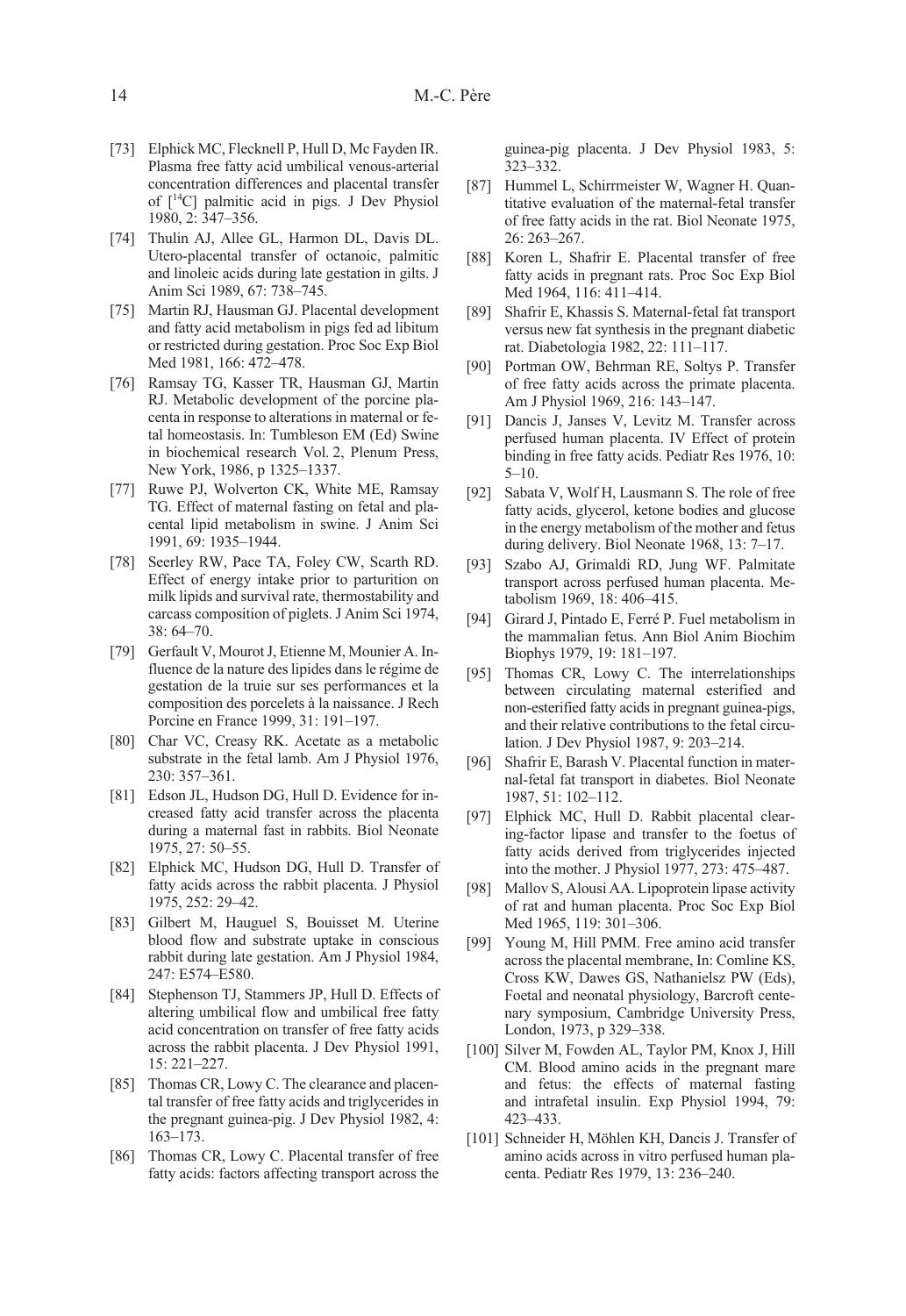[73] Elphick MC, Flecknell P, Hull D, Mc Fayden IR. Plasma free fatty acid umbilical venous-arterial concentration differences and placental transfer of [$^{14}$C] palmitic acid in pigs. J Dev Physiol 1980, 2: 347–356.

[74] Thulin AJ, Allee GL, Harmon DL, Davis DL. Utero-placental transfer of octanoic, palmitic and linoleic acids during late gestation in gilts. J Anim Sci 1989, 67: 738–745.

[75] Martin RJ, Hausman GJ. Placental development and fatty acid metabolism in pigs fed ad libitum or restricted during gestation. Proc Soc Exp Biol Med 1981, 166: 472–478.

[76] Ramsay TG, Kasser TR, Hausman GJ, Martin RJ. Metabolic development of the porcine placenta in response to alterations in maternal or fetal homeostasis. In: Tumbleson EM (Ed) Swine in biochemical research Vol. 2, Plenum Press, New York, 1986, p 1325–1337.

[77] Ruwe PJ, Wolverton CK, White ME, Ramsay TG. Effect of maternal fasting on fetal and placental lipid metabolism in swine. J Anim Sci 1991, 69: 1935–1944.

[78] Seerley RW, Pace TA, Foley CW, Scarth RD. Effect of energy intake prior to parturition on milk lipids and survival rate, thermostability and carcass composition of piglets. J Anim Sci 1974, 38: 64–70.

[79] Gerfault V, Mourot J, Etienne M, Mounier A. Influence de la nature des lipides dans le régime de gestation de la truie sur ses performances et la composition des porcelets à la naissance. J Rech Porcine en France 1999, 31: 191–197.

[80] Char VC, Creasy RK. Acetate as a metabolic substrate in the fetal lamb. Am J Physiol 1976, 230: 357–361.

[81] Edson JL, Hudson DG, Hull D. Evidence for increased fatty acid transfer across the placenta during a maternal fast in rabbits. Biol Neonate 1975, 27: 50–55.

[82] Elphick MC, Hudson DG, Hull D. Transfer of fatty acids across the rabbit placenta. J Physiol 1975, 252: 29–42.

[83] Gilbert M, Hauguel S, Bouisset M. Uterine blood flow and substrate uptake in conscious rabbit during late gestation. Am J Physiol 1984, 247: E574–E580.

[84] Stephenson TJ, Stammers JP, Hull D. Effects of altering umbilical flow and umbilical free fatty acid concentration on transfer of free fatty acids across the rabbit placenta. J Dev Physiol 1991, 15: 221–227.

[85] Thomas CR, Lowy C. The clearance and placental transfer of free fatty acids and triglycerides in the pregnant guinea-pig. J Dev Physiol 1982, 4: 163–173.

[86] Thomas CR, Lowy C. Placental transfer of free fatty acids: factors affecting transport across the guinea-pig placenta. J Dev Physiol 1983, 5: 323–332.

[87] Hummel L, Schirrmeister W, Wagner H. Quantitative evaluation of the maternal-fetal transfer of free fatty acids in the rat. Biol Neonate 1975, 26: 263–267.

[88] Koren L, Shafrir E. Placental transfer of free fatty acids in pregnant rats. Proc Soc Exp Biol Med 1964, 116: 411–414.

[89] Shafrir E, Khassis S. Maternal-fetal fat transport versus new fat synthesis in the pregnant diabetic rat. Diabetologia 1982, 22: 111–117.

[90] Portman OW, Behrman RE, Soltys P. Transfer of free fatty acids across the primate placenta. Am J Physiol 1969, 216: 143–147.

[91] Dancis J, Janses V, Levitz M. Transfer across perfused human placenta. IV Effect of protein binding in free fatty acids. Pediatr Res 1976, 10: 5–10.

[92] Sabata V, Wolf H, Lausmann S. The role of free fatty acids, glycerol, ketone bodies and glucose in the energy metabolism of the mother and fetus during delivery. Biol Neonate 1968, 13: 7–17.

[93] Szabo AJ, Grimaldi RD, Jung WF. Palmitate transport across perfused human placenta. Metabolism 1969, 18: 406–415.

[94] Girard J, Pintado E, Ferré P. Fuel metabolism in the mammalian fetus. Ann Biol Anim Biochim Biophys 1979, 19: 181–197.

[95] Thomas CR, Lowy C. The interrelationships between circulating maternal esterified and non-esterified fatty acids in pregnant guinea-pigs, and their relative contributions to the fetal circulation. J Dev Physiol 1987, 9: 203–214.

[96] Shafrir E, Barash V. Placental function in maternal-fetal fat transport in diabetes. Biol Neonate 1987, 51: 102–112.

[97] Elphick MC, Hull D. Rabbit placental clearing-factor lipase and transfer to the foetus of fatty acids derived from triglycerides injected into the mother. J Physiol 1977, 273: 475–487.

[98] Mallov S, Alousi AA. Lipoprotein lipase activity of rat and human placenta. Proc Soc Exp Biol Med 1965, 119: 301–306.

[99] Young M, Hill PMM. Free amino acid transfer across the placental membrane, In: Comline KS, Cross KW, Dawes GS, Nathanielsz PW (Eds), Foetal and neonatal physiology, Barcroft centenary symposium, Cambridge University Press, London, 1973, p 329–338.

[100] Silver M, Fowden AL, Taylor PM, Knox J, Hill CM. Blood amino acids in the pregnant mare and fetus: the effects of maternal fasting and intrafetal insulin. Exp Physiol 1994, 79: 423–433.

[101] Schneider H, Möhlen KH, Dancis J. Transfer of amino acids across in vitro perfused human placenta. Pediatr Res 1979, 13: 236–240.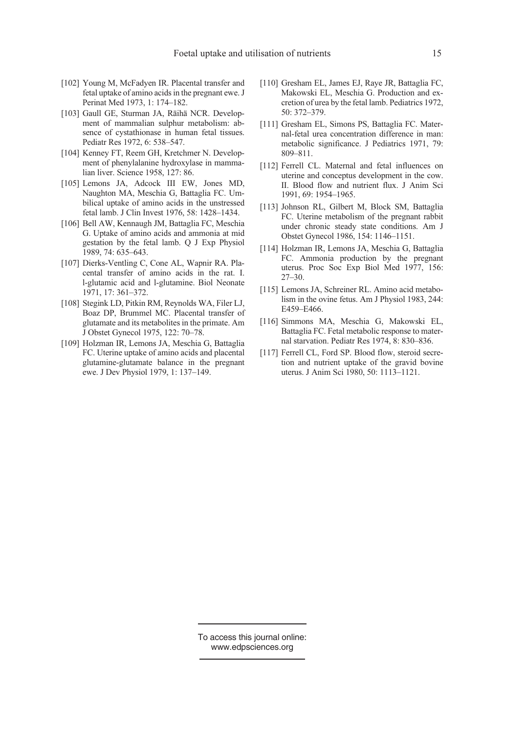[102] Young M, McFadyen IR. Placental transfer and fetal uptake of amino acids in the pregnant ewe. J Perinat Med 1973, 1: 174–182.

[103] Gaull GE, Sturman JA, Räihä NCR. Development of mammalian sulphur metabolism: absence of cystathionase in human fetal tissues. Pediatr Res 1972, 6: 538–547.

[104] Kenney FT, Reem GH, Kretchmer N. Development of phenylalanine hydroxylase in mammalian liver. Science 1958, 127: 86.

[105] Lemons JA, Adcock III EW, Jones MD, Naughton MA, Meschia G, Battaglia FC. Umbilical uptake of amino acids in the unstressed fetal lamb. J Clin Invest 1976, 58: 1428–1434.

[106] Bell AW, Kennaugh JM, Battaglia FC, Meschia G. Uptake of amino acids and ammonia at mid gestation by the fetal lamb. Q J Exp Physiol 1989, 74: 635–643.

[107] Dierks-Ventling C, Cone AL, Wapnir RA. Placental transfer of amino acids in the rat. I. l-glutamic acid and l-glutamine. Biol Neonate 1971, 17: 361–372.

[108] Stegink LD, Pitkin RM, Reynolds WA, Filer LJ, Boaz DP, Brummel MC. Placental transfer of glutamate and its metabolites in the primate. Am J Obstet Gynecol 1975, 122: 70–78.

[109] Holzman IR, Lemons JA, Meschia G, Battaglia FC. Uterine uptake of amino acids and placental glutamine-glutamate balance in the pregnant ewe. J Dev Physiol 1979, 1: 137–149.

[110] Gresham EL, James EJ, Raye JR, Battaglia FC, Makowski EL, Meschia G. Production and excretion of urea by the fetal lamb. Pediatrics 1972, 50: 372–379.

[111] Gresham EL, Simons PS, Battaglia FC. Maternal-fetal urea concentration difference in man: metabolic significance. J Pediatrics 1971, 79: 809–811.

[112] Ferrell CL. Maternal and fetal influences on uterine and conceptus development in the cow. II. Blood flow and nutrient flux. J Anim Sci 1991, 69: 1954–1965.

[113] Johnson RL, Gilbert M, Block SM, Battaglia FC. Uterine metabolism of the pregnant rabbit under chronic steady state conditions. Am J Obstet Gynecol 1986, 154: 1146–1151.

[114] Holzman IR, Lemons JA, Meschia G, Battaglia FC. Ammonia production by the pregnant uterus. Proc Soc Exp Biol Med 1977, 156: 27–30.

[115] Lemons JA, Schreiner RL. Amino acid metabolism in the ovine fetus. Am J Physiol 1983, 244: E459–E466.

[116] Simmons MA, Meschia G, Makowski EL, Battaglia FC. Fetal metabolic response to maternal starvation. Pediatr Res 1974, 8: 830–836.

[117] Ferrell CL, Ford SP. Blood flow, steroid secretion and nutrient uptake of the gravid bovine uterus. J Anim Sci 1980, 50: 1113–1121.

To access this journal online:
www.edpsciences.org